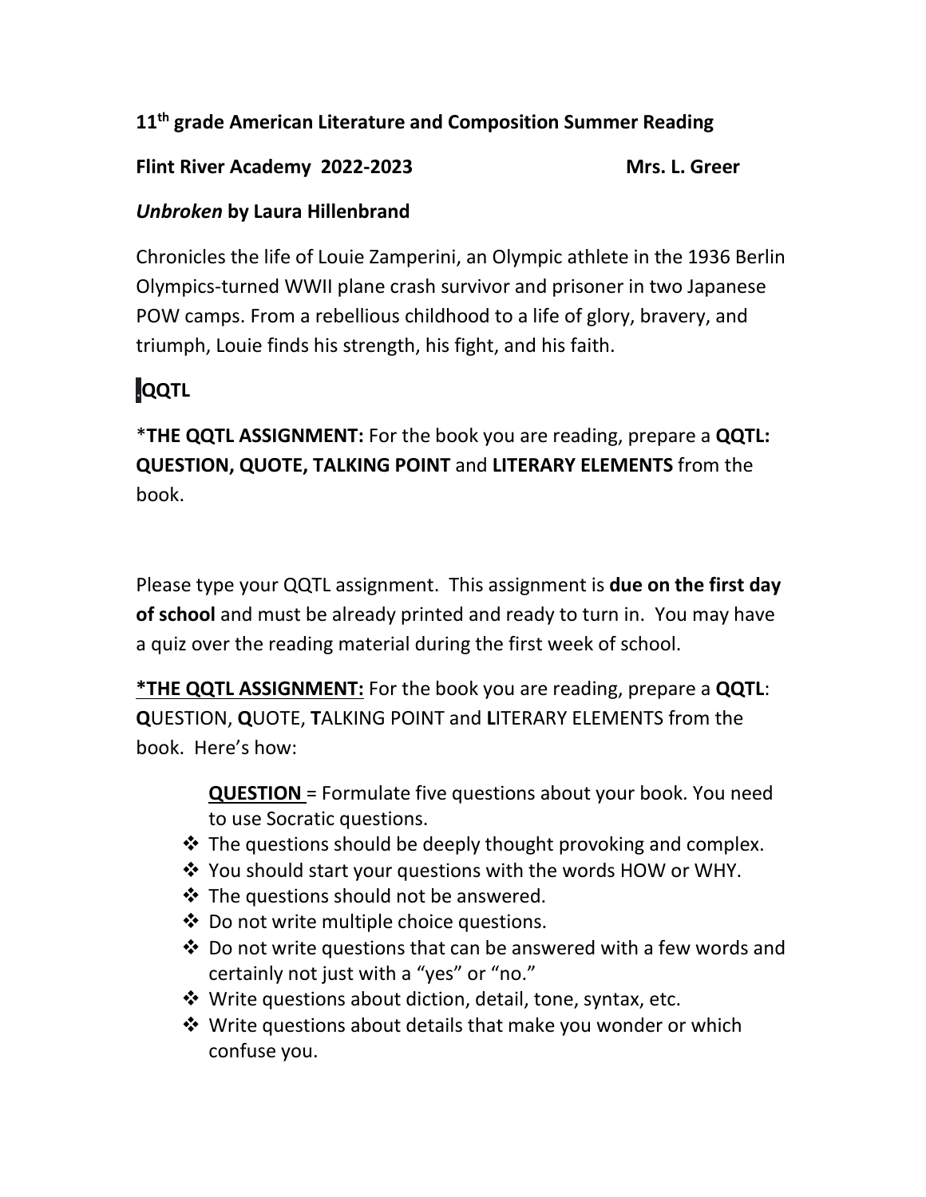**11th grade American Literature and Composition Summer Reading**

**Flint River Academy 2022-2023 Mrs. L. Greer**

***Unbroken* by Laura Hillenbrand**

Chronicles the life of Louie Zamperini, an Olympic athlete in the 1936 Berlin Olympics-turned WWII plane crash survivor and prisoner in two Japanese POW camps. From a rebellious childhood to a life of glory, bravery, and triumph, Louie finds his strength, his fight, and his faith.

## QQTL

*__THE QQTL ASSIGNMENT:__ For the book you are reading, prepare a **QQTL: QUESTION, QUOTE, TALKING POINT** and **LITERARY ELEMENTS** from the book.

Please type your QQTL assignment. This assignment is **due on the first day of school** and must be already printed and ready to turn in. You may have a quiz over the reading material during the first week of school.

**<u>*THE QQTL ASSIGNMENT:</u>** For the book you are reading, prepare a **QQTL**: **Q**UESTION, **Q**UOTE, **T**ALKING POINT and **L**ITERARY ELEMENTS from the book. Here's how:

**<u>QUESTION</u>** = Formulate five questions about your book. You need to use Socratic questions.

- The questions should be deeply thought provoking and complex.
- You should start your questions with the words HOW or WHY.
- The questions should not be answered.
- Do not write multiple choice questions.
- Do not write questions that can be answered with a few words and certainly not just with a "yes" or "no."
- Write questions about diction, detail, tone, syntax, etc.
- Write questions about details that make you wonder or which confuse you.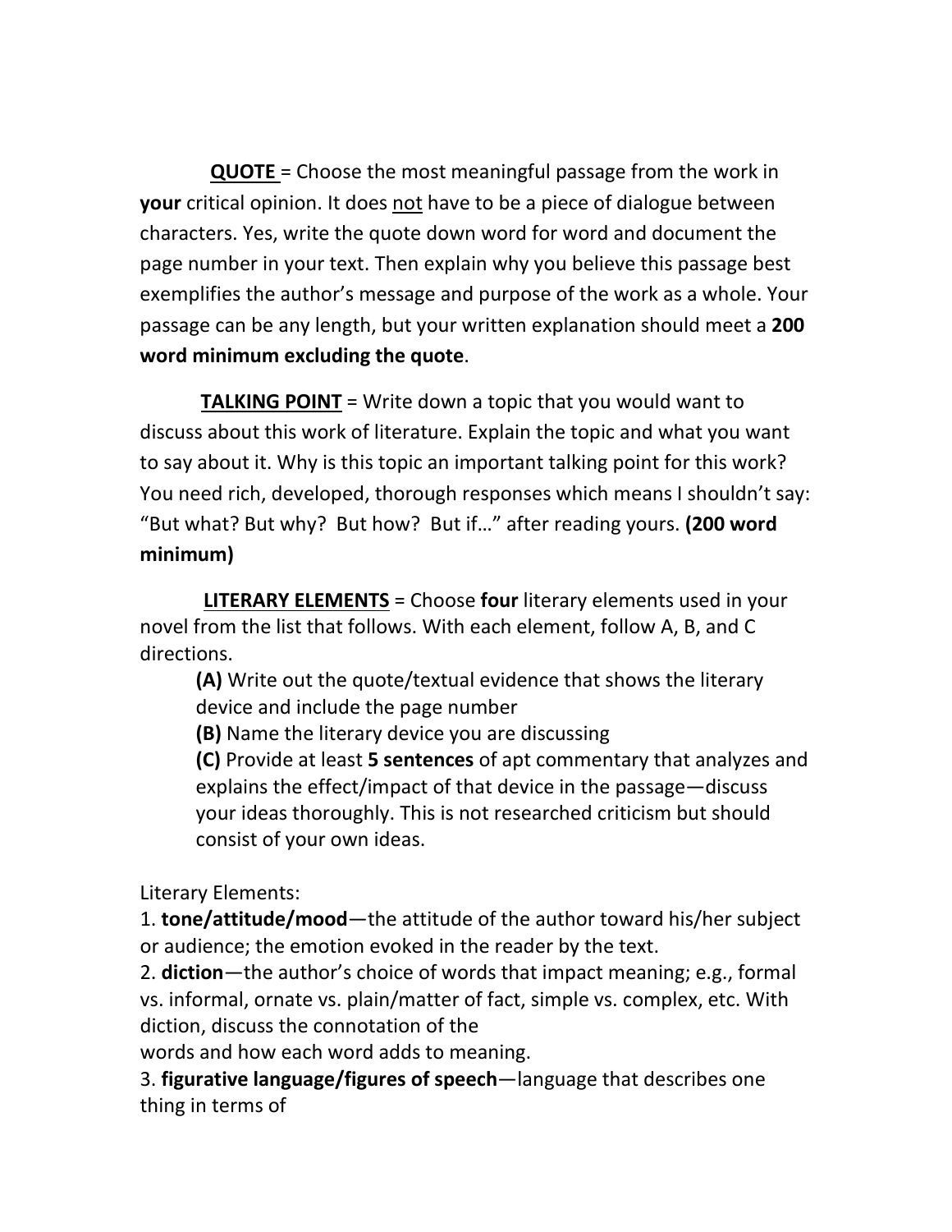**QUOTE** = Choose the most meaningful passage from the work in **your** critical opinion. It does <u>not</u> have to be a piece of dialogue between characters. Yes, write the quote down word for word and document the page number in your text. Then explain why you believe this passage best exemplifies the author's message and purpose of the work as a whole. Your passage can be any length, but your written explanation should meet a **200 word minimum excluding the quote**.

**TALKING POINT** = Write down a topic that you would want to discuss about this work of literature. Explain the topic and what you want to say about it. Why is this topic an important talking point for this work? You need rich, developed, thorough responses which means I shouldn't say: "But what? But why? But how? But if…" after reading yours. **(200 word minimum)**

**LITERARY ELEMENTS** = Choose **four** literary elements used in your novel from the list that follows. With each element, follow A, B, and C directions.

- **(A)** Write out the quote/textual evidence that shows the literary device and include the page number
- **(B)** Name the literary device you are discussing
- **(C)** Provide at least **5 sentences** of apt commentary that analyzes and explains the effect/impact of that device in the passage—discuss your ideas thoroughly. This is not researched criticism but should consist of your own ideas.

Literary Elements:

1. **tone/attitude/mood**—the attitude of the author toward his/her subject or audience; the emotion evoked in the reader by the text.
2. **diction**—the author's choice of words that impact meaning; e.g., formal vs. informal, ornate vs. plain/matter of fact, simple vs. complex, etc. With diction, discuss the connotation of the words and how each word adds to meaning.
3. **figurative language/figures of speech**—language that describes one thing in terms of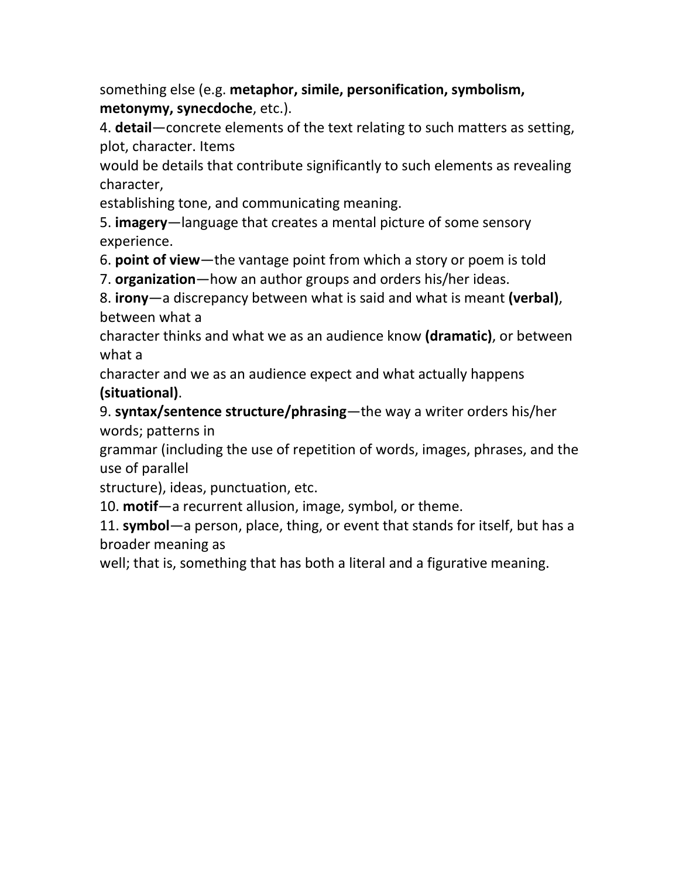something else (e.g. **metaphor, simile, personification, symbolism, metonymy, synecdoche**, etc.).

4. **detail**—concrete elements of the text relating to such matters as setting, plot, character. Items would be details that contribute significantly to such elements as revealing character, establishing tone, and communicating meaning.
5. **imagery**—language that creates a mental picture of some sensory experience.
6. **point of view**—the vantage point from which a story or poem is told
7. **organization**—how an author groups and orders his/her ideas.
8. **irony**—a discrepancy between what is said and what is meant **(verbal)**, between what a character thinks and what we as an audience know **(dramatic)**, or between what a character and we as an audience expect and what actually happens **(situational)**.
9. **syntax/sentence structure/phrasing**—the way a writer orders his/her words; patterns in grammar (including the use of repetition of words, images, phrases, and the use of parallel structure), ideas, punctuation, etc.
10. **motif**—a recurrent allusion, image, symbol, or theme.
11. **symbol**—a person, place, thing, or event that stands for itself, but has a broader meaning as well; that is, something that has both a literal and a figurative meaning.